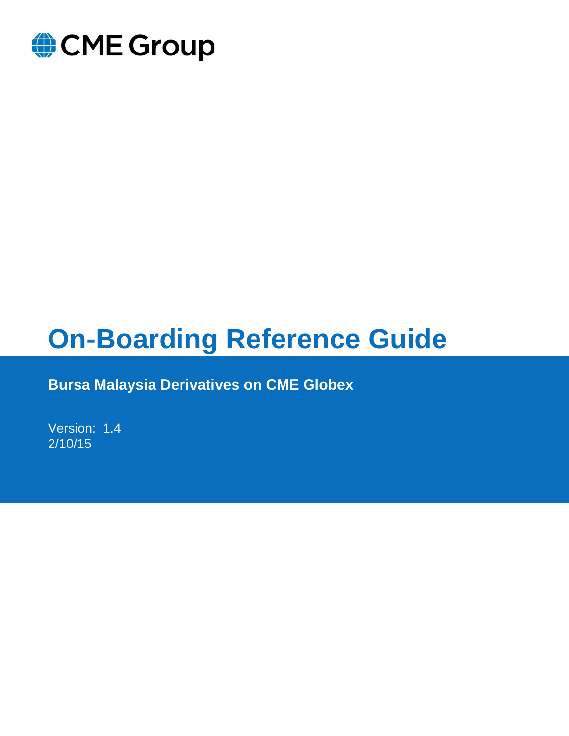CME Group

# On-Boarding Reference Guide

**Bursa Malaysia Derivatives on CME Globex**

Version: 1.4
2/10/15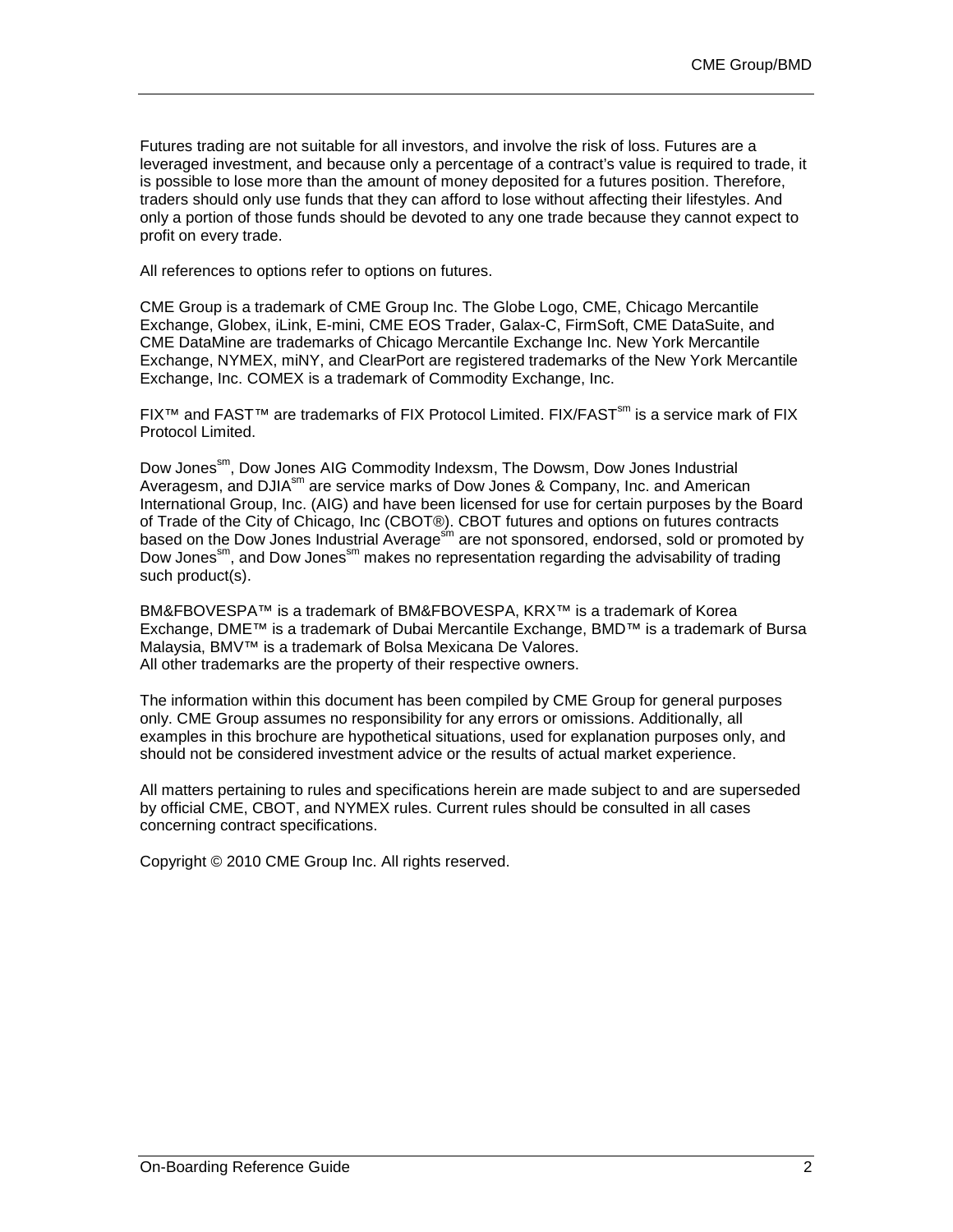Futures trading are not suitable for all investors, and involve the risk of loss. Futures are a leveraged investment, and because only a percentage of a contract's value is required to trade, it is possible to lose more than the amount of money deposited for a futures position. Therefore, traders should only use funds that they can afford to lose without affecting their lifestyles. And only a portion of those funds should be devoted to any one trade because they cannot expect to profit on every trade.

All references to options refer to options on futures.

CME Group is a trademark of CME Group Inc. The Globe Logo, CME, Chicago Mercantile Exchange, Globex, iLink, E-mini, CME EOS Trader, Galax-C, FirmSoft, CME DataSuite, and CME DataMine are trademarks of Chicago Mercantile Exchange Inc. New York Mercantile Exchange, NYMEX, miNY, and ClearPort are registered trademarks of the New York Mercantile Exchange, Inc. COMEX is a trademark of Commodity Exchange, Inc.

FIX™ and FAST™ are trademarks of FIX Protocol Limited. FIX/FAST℠ is a service mark of FIX Protocol Limited.

Dow Jones℠, Dow Jones AIG Commodity Indexsm, The Dowsm, Dow Jones Industrial Averagesm, and DJIA℠ are service marks of Dow Jones & Company, Inc. and American International Group, Inc. (AIG) and have been licensed for use for certain purposes by the Board of Trade of the City of Chicago, Inc (CBOT®). CBOT futures and options on futures contracts based on the Dow Jones Industrial Average℠ are not sponsored, endorsed, sold or promoted by Dow Jones℠, and Dow Jones℠ makes no representation regarding the advisability of trading such product(s).

BM&FBOVESPA™ is a trademark of BM&FBOVESPA, KRX™ is a trademark of Korea Exchange, DME™ is a trademark of Dubai Mercantile Exchange, BMD™ is a trademark of Bursa Malaysia, BMV™ is a trademark of Bolsa Mexicana De Valores.
All other trademarks are the property of their respective owners.

The information within this document has been compiled by CME Group for general purposes only. CME Group assumes no responsibility for any errors or omissions. Additionally, all examples in this brochure are hypothetical situations, used for explanation purposes only, and should not be considered investment advice or the results of actual market experience.

All matters pertaining to rules and specifications herein are made subject to and are superseded by official CME, CBOT, and NYMEX rules. Current rules should be consulted in all cases concerning contract specifications.

Copyright © 2010 CME Group Inc. All rights reserved.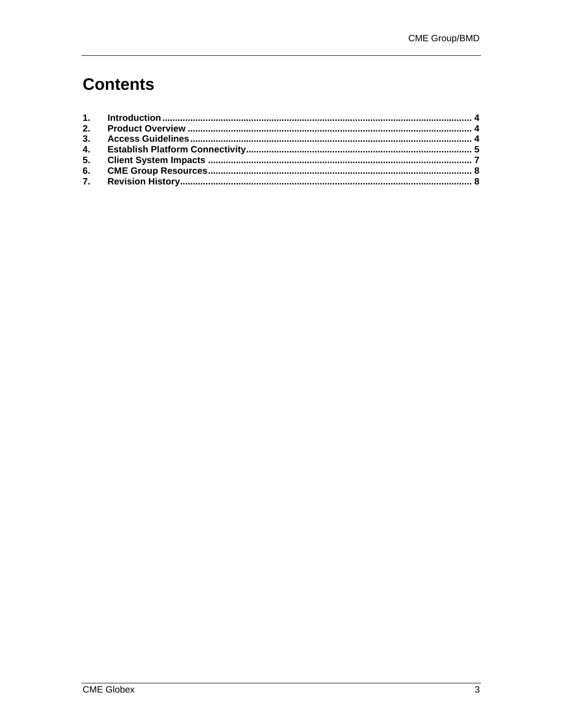# Contents

1. **Introduction** ........................................................................................................................ 4
2. **Product Overview** ............................................................................................................. 4
3. **Access Guidelines** ............................................................................................................. 4
4. **Establish Platform Connectivity** ....................................................................................... 5
5. **Client System Impacts** ...................................................................................................... 7
6. **CME Group Resources** ...................................................................................................... 8
7. **Revision History** ................................................................................................................. 8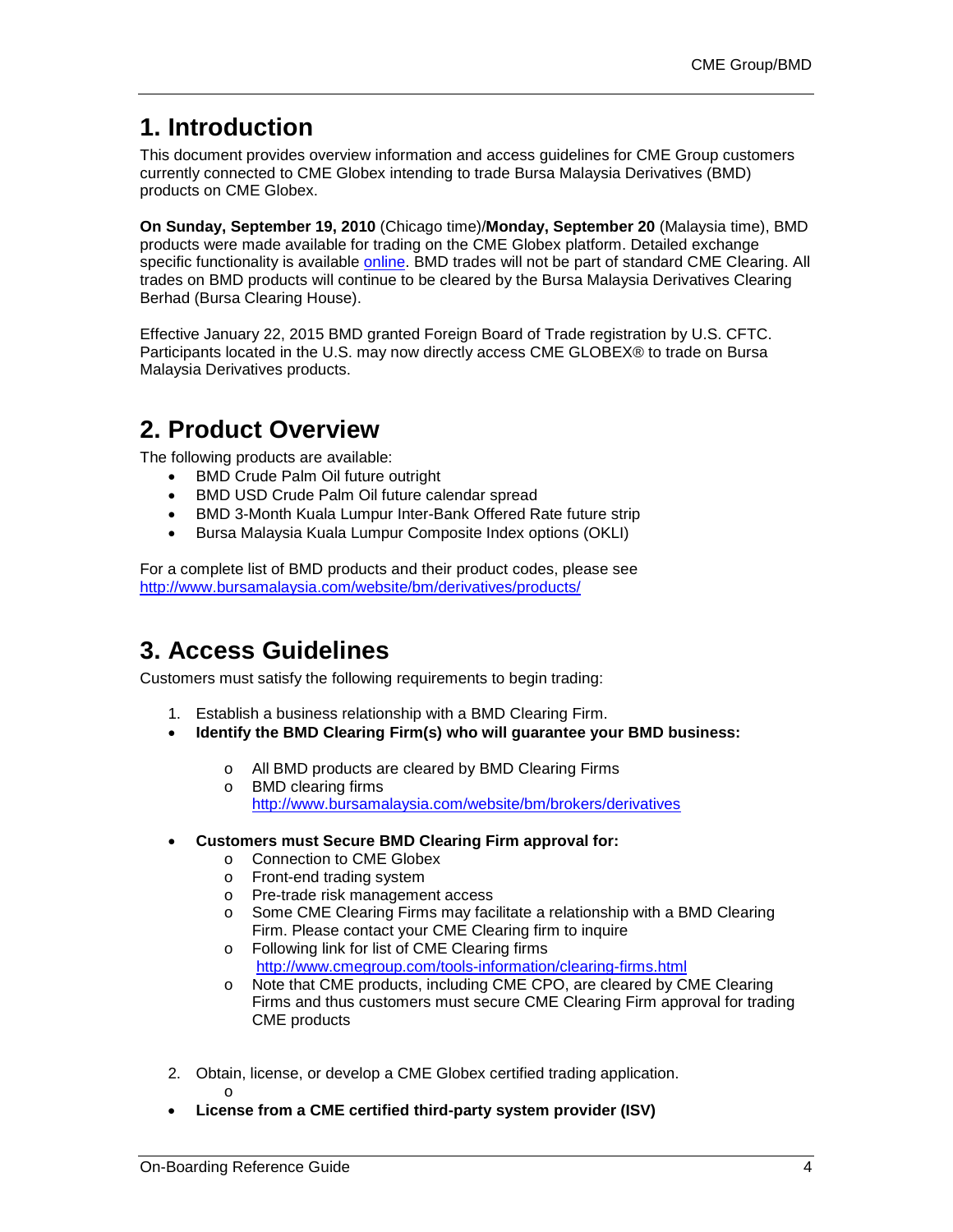# 1. Introduction

This document provides overview information and access guidelines for CME Group customers currently connected to CME Globex intending to trade Bursa Malaysia Derivatives (BMD) products on CME Globex.

**On Sunday, September 19, 2010** (Chicago time)/**Monday, September 20** (Malaysia time), BMD products were made available for trading on the CME Globex platform. Detailed exchange specific functionality is available online. BMD trades will not be part of standard CME Clearing. All trades on BMD products will continue to be cleared by the Bursa Malaysia Derivatives Clearing Berhad (Bursa Clearing House).

Effective January 22, 2015 BMD granted Foreign Board of Trade registration by U.S. CFTC. Participants located in the U.S. may now directly access CME GLOBEX® to trade on Bursa Malaysia Derivatives products.

# 2. Product Overview

The following products are available:

- BMD Crude Palm Oil future outright
- BMD USD Crude Palm Oil future calendar spread
- BMD 3-Month Kuala Lumpur Inter-Bank Offered Rate future strip
- Bursa Malaysia Kuala Lumpur Composite Index options (OKLI)

For a complete list of BMD products and their product codes, please see http://www.bursamalaysia.com/website/bm/derivatives/products/

# 3. Access Guidelines

Customers must satisfy the following requirements to begin trading:

1. Establish a business relationship with a BMD Clearing Firm.

- **Identify the BMD Clearing Firm(s) who will guarantee your BMD business:**
  - All BMD products are cleared by BMD Clearing Firms
  - BMD clearing firms http://www.bursamalaysia.com/website/bm/brokers/derivatives
- **Customers must Secure BMD Clearing Firm approval for:**
  - Connection to CME Globex
  - Front-end trading system
  - Pre-trade risk management access
  - Some CME Clearing Firms may facilitate a relationship with a BMD Clearing Firm. Please contact your CME Clearing firm to inquire
  - Following link for list of CME Clearing firms http://www.cmegroup.com/tools-information/clearing-firms.html
  - Note that CME products, including CME CPO, are cleared by CME Clearing Firms and thus customers must secure CME Clearing Firm approval for trading CME products

2. Obtain, license, or develop a CME Globex certified trading application.
   - 

- **License from a CME certified third-party system provider (ISV)**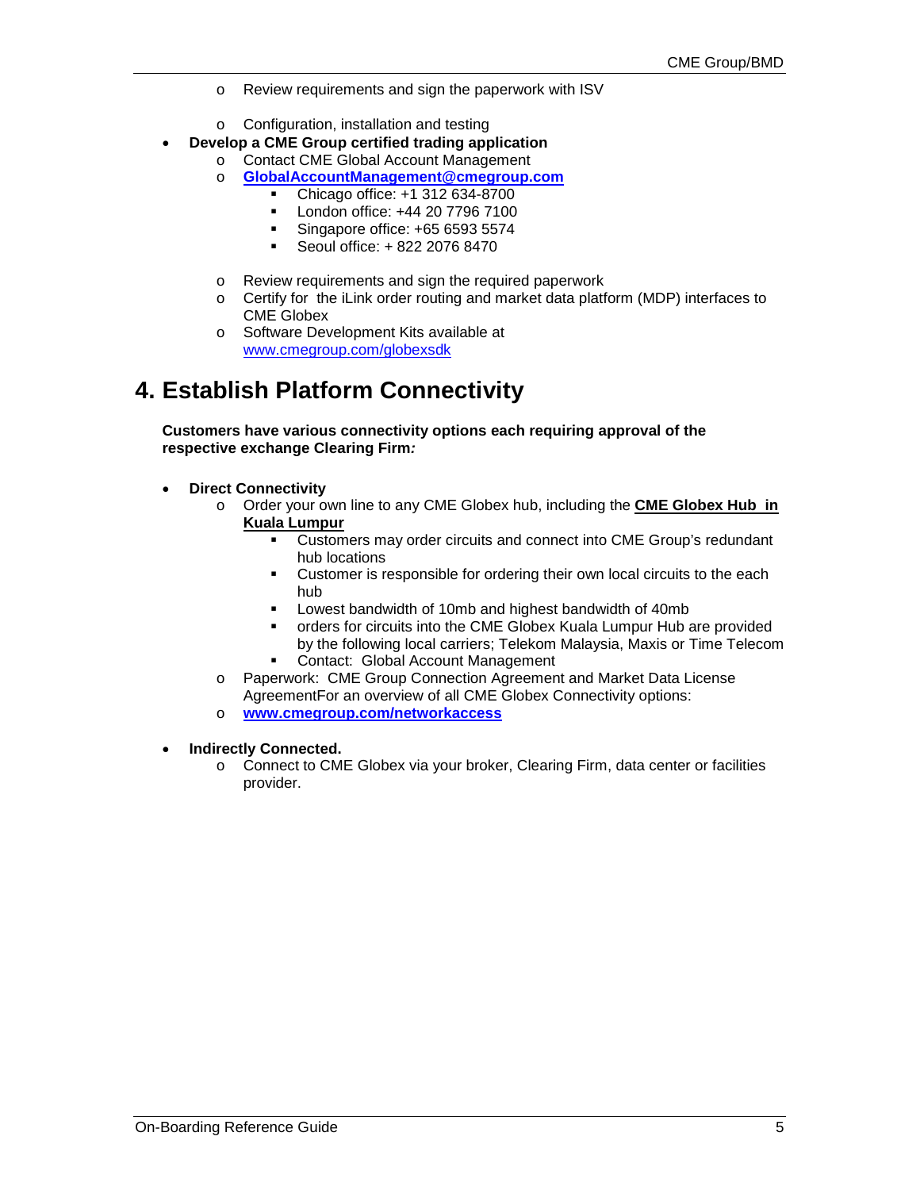- Review requirements and sign the paperwork with ISV
  - Configuration, installation and testing
- **Develop a CME Group certified trading application**
  - Contact CME Global Account Management
  - **GlobalAccountManagement@cmegroup.com**
    - Chicago office: +1 312 634-8700
    - London office: +44 20 7796 7100
    - Singapore office: +65 6593 5574
    - Seoul office: + 822 2076 8470
  - Review requirements and sign the required paperwork
  - Certify for the iLink order routing and market data platform (MDP) interfaces to CME Globex
  - Software Development Kits available at www.cmegroup.com/globexsdk

# 4. Establish Platform Connectivity

**Customers have various connectivity options each requiring approval of the respective exchange Clearing Firm*:***

- **Direct Connectivity**
  - Order your own line to any CME Globex hub, including the **CME Globex Hub in Kuala Lumpur**
    - Customers may order circuits and connect into CME Group's redundant hub locations
    - Customer is responsible for ordering their own local circuits to the each hub
    - Lowest bandwidth of 10mb and highest bandwidth of 40mb
    - orders for circuits into the CME Globex Kuala Lumpur Hub are provided by the following local carriers; Telekom Malaysia, Maxis or Time Telecom
    - Contact: Global Account Management
  - Paperwork: CME Group Connection Agreement and Market Data License AgreementFor an overview of all CME Globex Connectivity options:
  - **www.cmegroup.com/networkaccess**

- **Indirectly Connected.**
  - Connect to CME Globex via your broker, Clearing Firm, data center or facilities provider.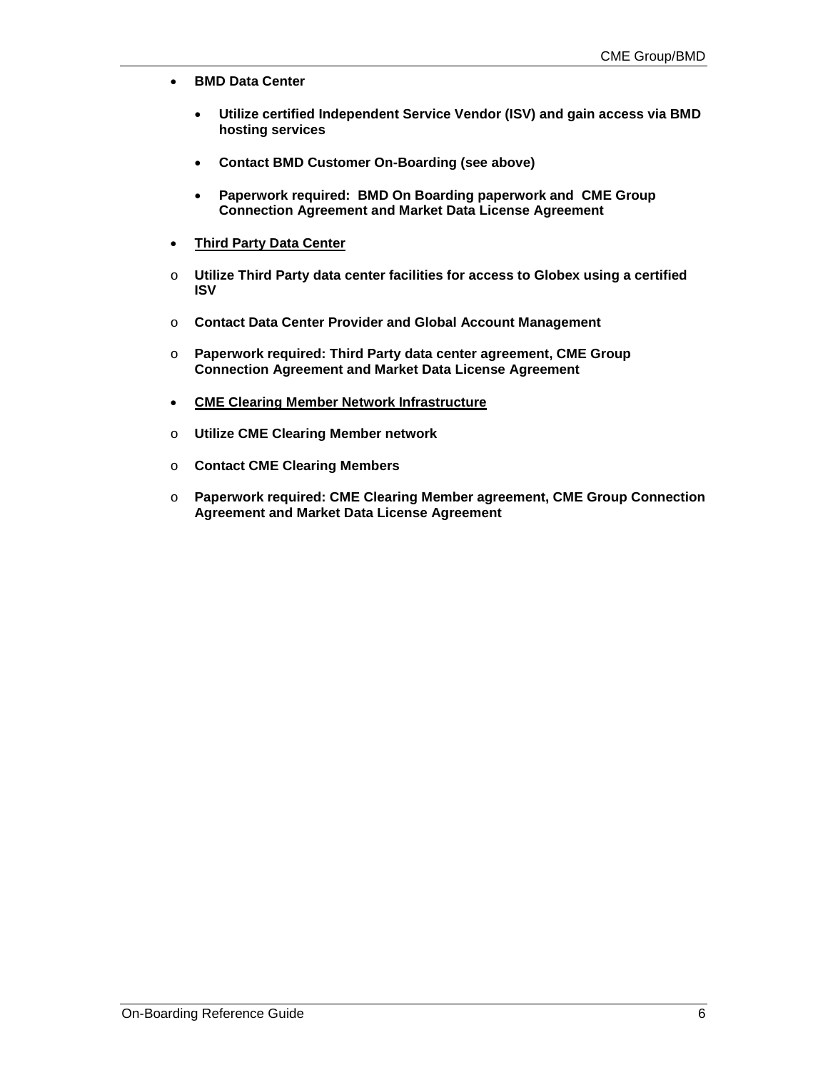- **BMD Data Center**

  - **Utilize certified Independent Service Vendor (ISV) and gain access via BMD hosting services**

  - **Contact BMD Customer On-Boarding (see above)**

  - **Paperwork required: BMD On Boarding paperwork and CME Group Connection Agreement and Market Data License Agreement**

- **<u>Third Party Data Center</u>**

  - **Utilize Third Party data center facilities for access to Globex using a certified ISV**

  - **Contact Data Center Provider and Global Account Management**

  - **Paperwork required: Third Party data center agreement, CME Group Connection Agreement and Market Data License Agreement**

- **<u>CME Clearing Member Network Infrastructure</u>**

  - **Utilize CME Clearing Member network**

  - **Contact CME Clearing Members**

  - **Paperwork required: CME Clearing Member agreement, CME Group Connection Agreement and Market Data License Agreement**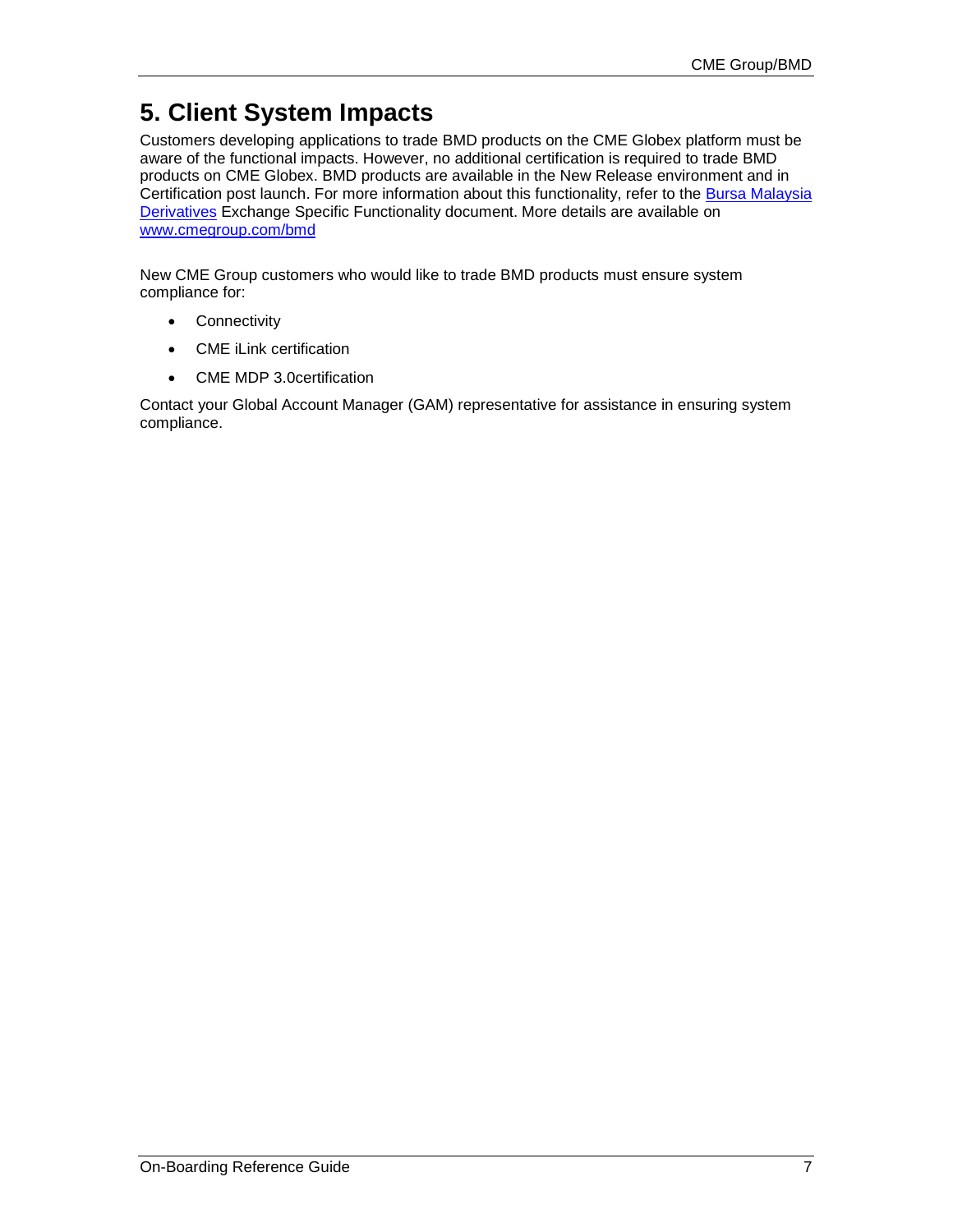# 5. Client System Impacts

Customers developing applications to trade BMD products on the CME Globex platform must be aware of the functional impacts. However, no additional certification is required to trade BMD products on CME Globex. BMD products are available in the New Release environment and in Certification post launch. For more information about this functionality, refer to the Bursa Malaysia Derivatives Exchange Specific Functionality document. More details are available on www.cmegroup.com/bmd

New CME Group customers who would like to trade BMD products must ensure system compliance for:

- Connectivity
- CME iLink certification
- CME MDP 3.0certification

Contact your Global Account Manager (GAM) representative for assistance in ensuring system compliance.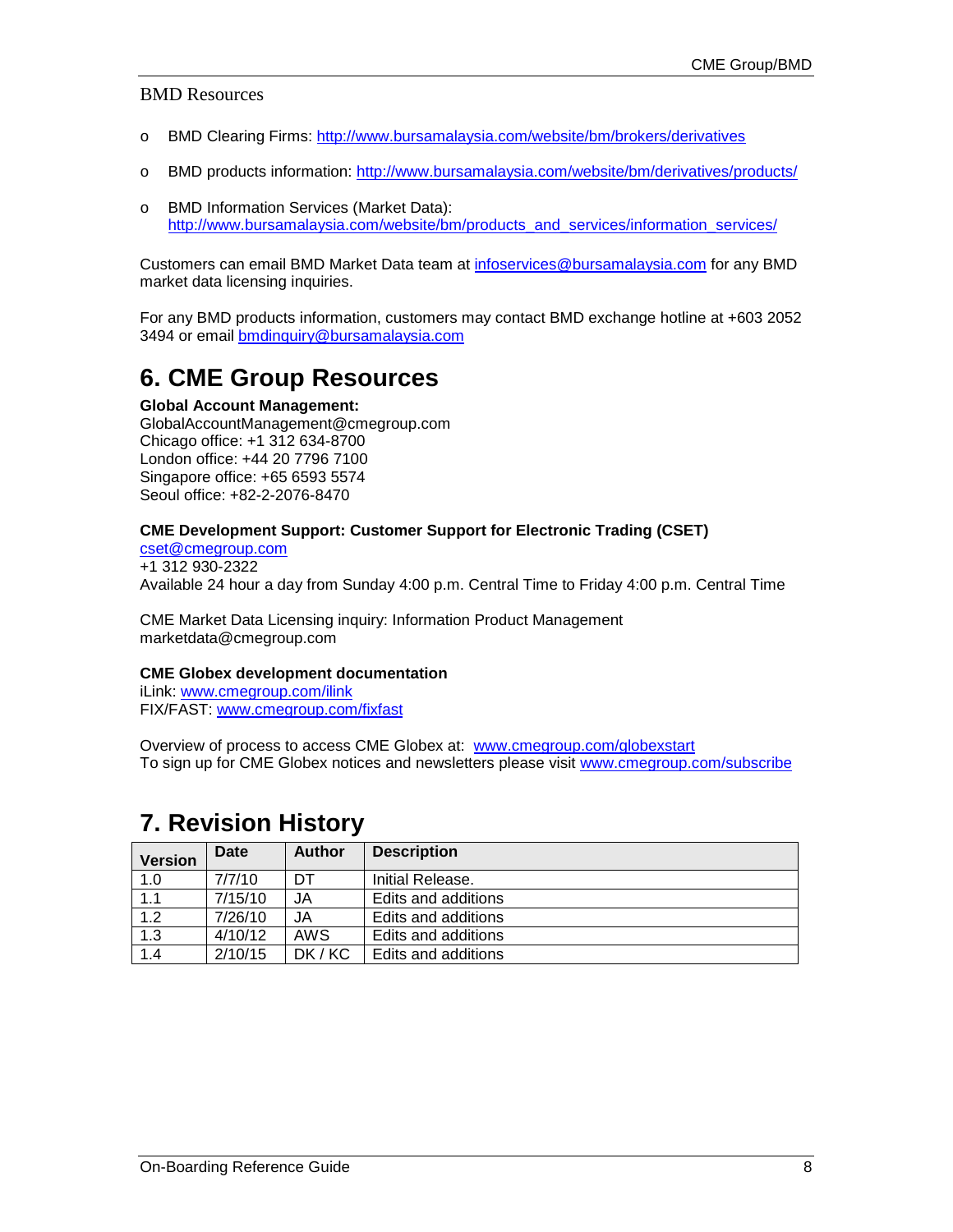BMD Resources

- BMD Clearing Firms: http://www.bursamalaysia.com/website/bm/brokers/derivatives
- BMD products information: http://www.bursamalaysia.com/website/bm/derivatives/products/
- BMD Information Services (Market Data): http://www.bursamalaysia.com/website/bm/products_and_services/information_services/

Customers can email BMD Market Data team at infoservices@bursamalaysia.com for any BMD market data licensing inquiries.

For any BMD products information, customers may contact BMD exchange hotline at +603 2052 3494 or email bmdinquiry@bursamalaysia.com

# 6. CME Group Resources

**Global Account Management:**
GlobalAccountManagement@cmegroup.com
Chicago office: +1 312 634-8700
London office: +44 20 7796 7100
Singapore office: +65 6593 5574
Seoul office: +82-2-2076-8470

**CME Development Support: Customer Support for Electronic Trading (CSET)**
cset@cmegroup.com
+1 312 930-2322
Available 24 hour a day from Sunday 4:00 p.m. Central Time to Friday 4:00 p.m. Central Time

CME Market Data Licensing inquiry: Information Product Management
marketdata@cmegroup.com

**CME Globex development documentation**
iLink: www.cmegroup.com/ilink
FIX/FAST: www.cmegroup.com/fixfast

Overview of process to access CME Globex at: www.cmegroup.com/globexstart
To sign up for CME Globex notices and newsletters please visit www.cmegroup.com/subscribe

# 7. Revision History

| Version | Date | Author | Description |
|---|---|---|---|
| 1.0 | 7/7/10 | DT | Initial Release. |
| 1.1 | 7/15/10 | JA | Edits and additions |
| 1.2 | 7/26/10 | JA | Edits and additions |
| 1.3 | 4/10/12 | AWS | Edits and additions |
| 1.4 | 2/10/15 | DK / KC | Edits and additions |